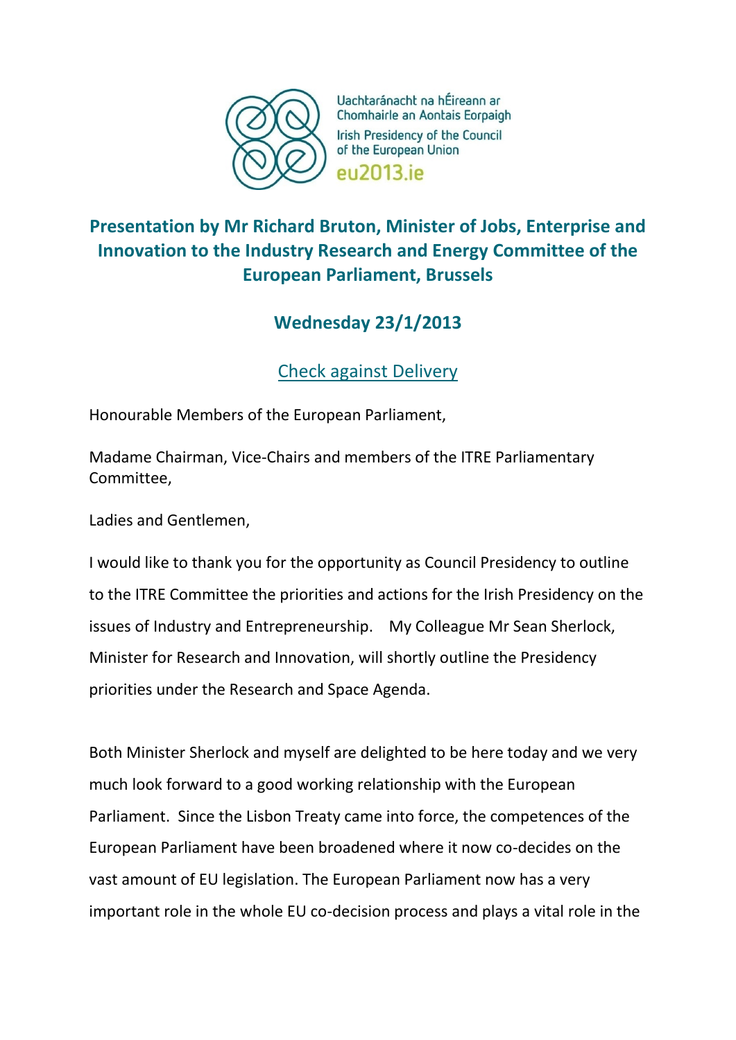Uachtaránacht na hÉireann ar Chomhairle an Aontais Eorpaigh
Irish Presidency of the Council of the European Union
eu2013.ie

## Presentation by Mr Richard Bruton, Minister of Jobs, Enterprise and Innovation to the Industry Research and Energy Committee of the European Parliament, Brussels

## Wednesday 23/1/2013

Check against Delivery

Honourable Members of the European Parliament,

Madame Chairman, Vice-Chairs and members of the ITRE Parliamentary Committee,

Ladies and Gentlemen,

I would like to thank you for the opportunity as Council Presidency to outline to the ITRE Committee the priorities and actions for the Irish Presidency on the issues of Industry and Entrepreneurship. My Colleague Mr Sean Sherlock, Minister for Research and Innovation, will shortly outline the Presidency priorities under the Research and Space Agenda.

Both Minister Sherlock and myself are delighted to be here today and we very much look forward to a good working relationship with the European Parliament. Since the Lisbon Treaty came into force, the competences of the European Parliament have been broadened where it now co-decides on the vast amount of EU legislation. The European Parliament now has a very important role in the whole EU co-decision process and plays a vital role in the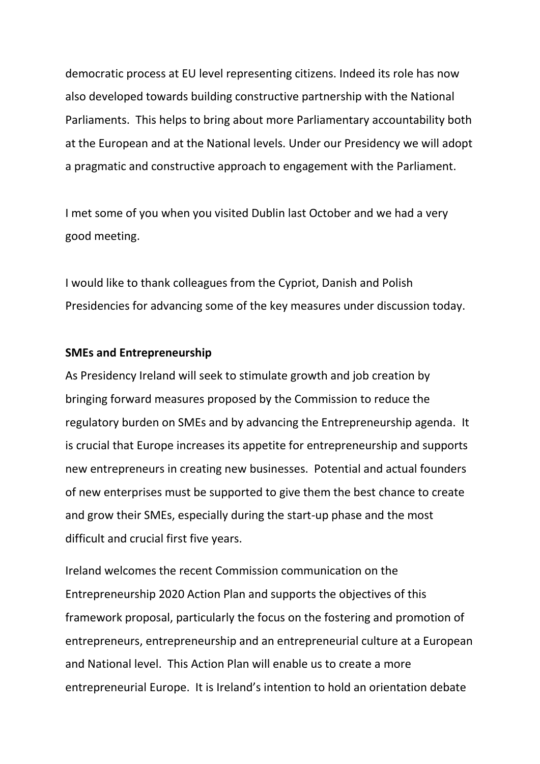democratic process at EU level representing citizens. Indeed its role has now also developed towards building constructive partnership with the National Parliaments. This helps to bring about more Parliamentary accountability both at the European and at the National levels. Under our Presidency we will adopt a pragmatic and constructive approach to engagement with the Parliament.

I met some of you when you visited Dublin last October and we had a very good meeting.

I would like to thank colleagues from the Cypriot, Danish and Polish Presidencies for advancing some of the key measures under discussion today.

**SMEs and Entrepreneurship**

As Presidency Ireland will seek to stimulate growth and job creation by bringing forward measures proposed by the Commission to reduce the regulatory burden on SMEs and by advancing the Entrepreneurship agenda. It is crucial that Europe increases its appetite for entrepreneurship and supports new entrepreneurs in creating new businesses. Potential and actual founders of new enterprises must be supported to give them the best chance to create and grow their SMEs, especially during the start-up phase and the most difficult and crucial first five years.

Ireland welcomes the recent Commission communication on the Entrepreneurship 2020 Action Plan and supports the objectives of this framework proposal, particularly the focus on the fostering and promotion of entrepreneurs, entrepreneurship and an entrepreneurial culture at a European and National level. This Action Plan will enable us to create a more entrepreneurial Europe. It is Ireland's intention to hold an orientation debate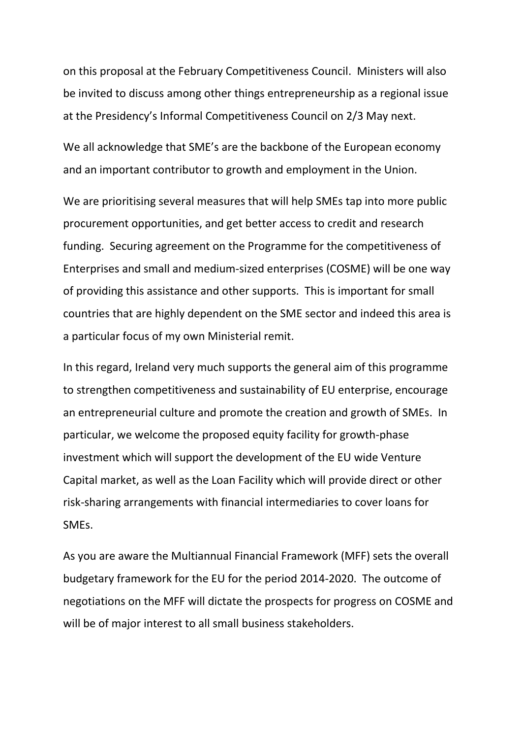on this proposal at the February Competitiveness Council. Ministers will also be invited to discuss among other things entrepreneurship as a regional issue at the Presidency's Informal Competitiveness Council on 2/3 May next.

We all acknowledge that SME's are the backbone of the European economy and an important contributor to growth and employment in the Union.

We are prioritising several measures that will help SMEs tap into more public procurement opportunities, and get better access to credit and research funding. Securing agreement on the Programme for the competitiveness of Enterprises and small and medium-sized enterprises (COSME) will be one way of providing this assistance and other supports. This is important for small countries that are highly dependent on the SME sector and indeed this area is a particular focus of my own Ministerial remit.

In this regard, Ireland very much supports the general aim of this programme to strengthen competitiveness and sustainability of EU enterprise, encourage an entrepreneurial culture and promote the creation and growth of SMEs. In particular, we welcome the proposed equity facility for growth-phase investment which will support the development of the EU wide Venture Capital market, as well as the Loan Facility which will provide direct or other risk-sharing arrangements with financial intermediaries to cover loans for SMEs.

As you are aware the Multiannual Financial Framework (MFF) sets the overall budgetary framework for the EU for the period 2014-2020. The outcome of negotiations on the MFF will dictate the prospects for progress on COSME and will be of major interest to all small business stakeholders.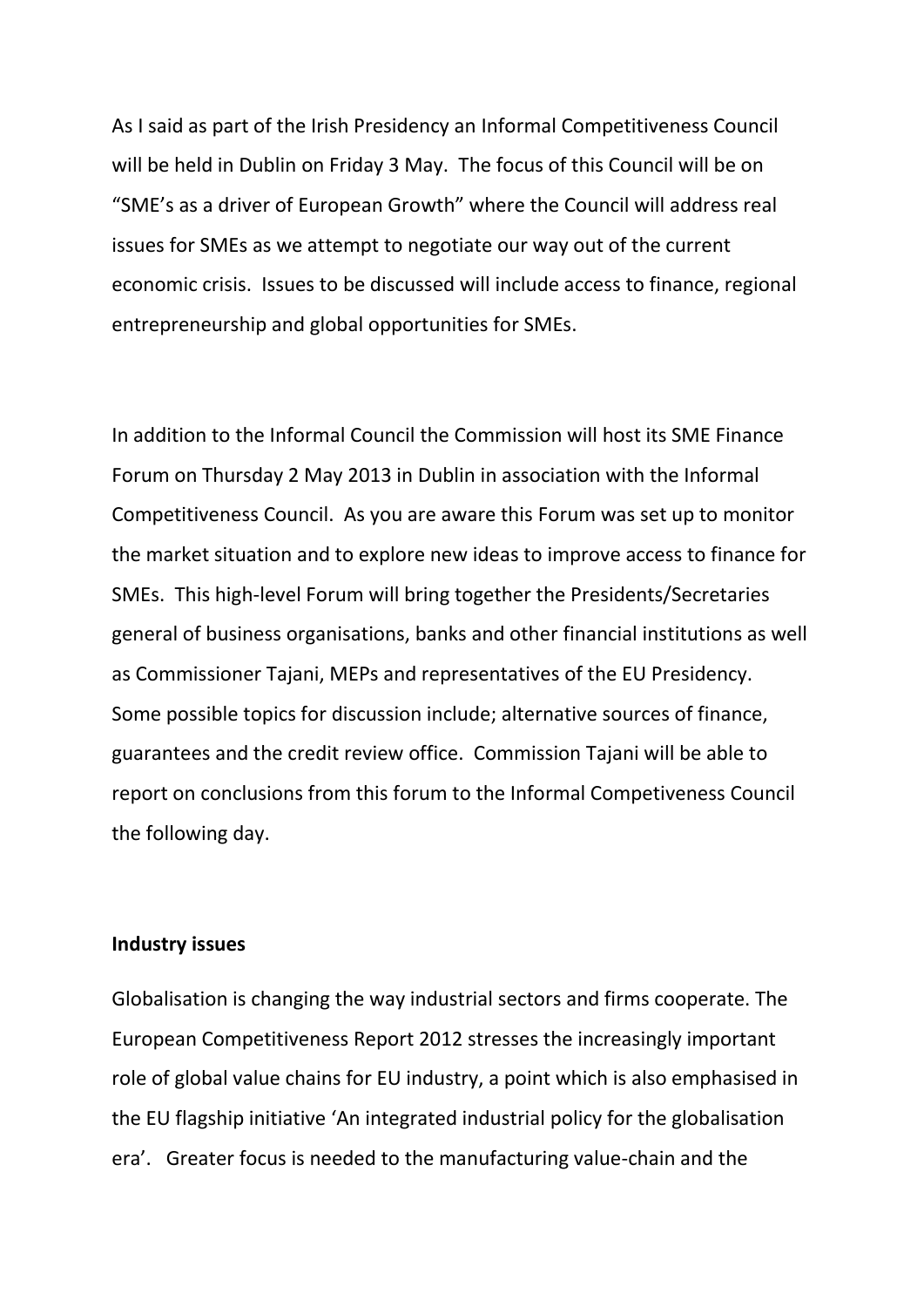As I said as part of the Irish Presidency an Informal Competitiveness Council will be held in Dublin on Friday 3 May. The focus of this Council will be on "SME's as a driver of European Growth" where the Council will address real issues for SMEs as we attempt to negotiate our way out of the current economic crisis. Issues to be discussed will include access to finance, regional entrepreneurship and global opportunities for SMEs.

In addition to the Informal Council the Commission will host its SME Finance Forum on Thursday 2 May 2013 in Dublin in association with the Informal Competitiveness Council. As you are aware this Forum was set up to monitor the market situation and to explore new ideas to improve access to finance for SMEs. This high-level Forum will bring together the Presidents/Secretaries general of business organisations, banks and other financial institutions as well as Commissioner Tajani, MEPs and representatives of the EU Presidency. Some possible topics for discussion include; alternative sources of finance, guarantees and the credit review office. Commission Tajani will be able to report on conclusions from this forum to the Informal Competiveness Council the following day.

**Industry issues**

Globalisation is changing the way industrial sectors and firms cooperate. The European Competitiveness Report 2012 stresses the increasingly important role of global value chains for EU industry, a point which is also emphasised in the EU flagship initiative 'An integrated industrial policy for the globalisation era'. Greater focus is needed to the manufacturing value-chain and the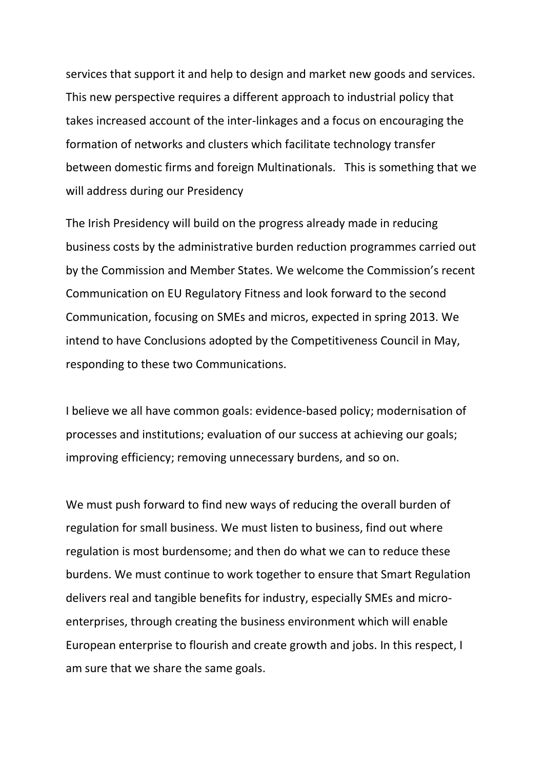services that support it and help to design and market new goods and services. This new perspective requires a different approach to industrial policy that takes increased account of the inter-linkages and a focus on encouraging the formation of networks and clusters which facilitate technology transfer between domestic firms and foreign Multinationals.   This is something that we will address during our Presidency

The Irish Presidency will build on the progress already made in reducing business costs by the administrative burden reduction programmes carried out by the Commission and Member States. We welcome the Commission's recent Communication on EU Regulatory Fitness and look forward to the second Communication, focusing on SMEs and micros, expected in spring 2013. We intend to have Conclusions adopted by the Competitiveness Council in May, responding to these two Communications.

I believe we all have common goals: evidence-based policy; modernisation of processes and institutions; evaluation of our success at achieving our goals; improving efficiency; removing unnecessary burdens, and so on.

We must push forward to find new ways of reducing the overall burden of regulation for small business. We must listen to business, find out where regulation is most burdensome; and then do what we can to reduce these burdens. We must continue to work together to ensure that Smart Regulation delivers real and tangible benefits for industry, especially SMEs and micro-enterprises, through creating the business environment which will enable European enterprise to flourish and create growth and jobs. In this respect, I am sure that we share the same goals.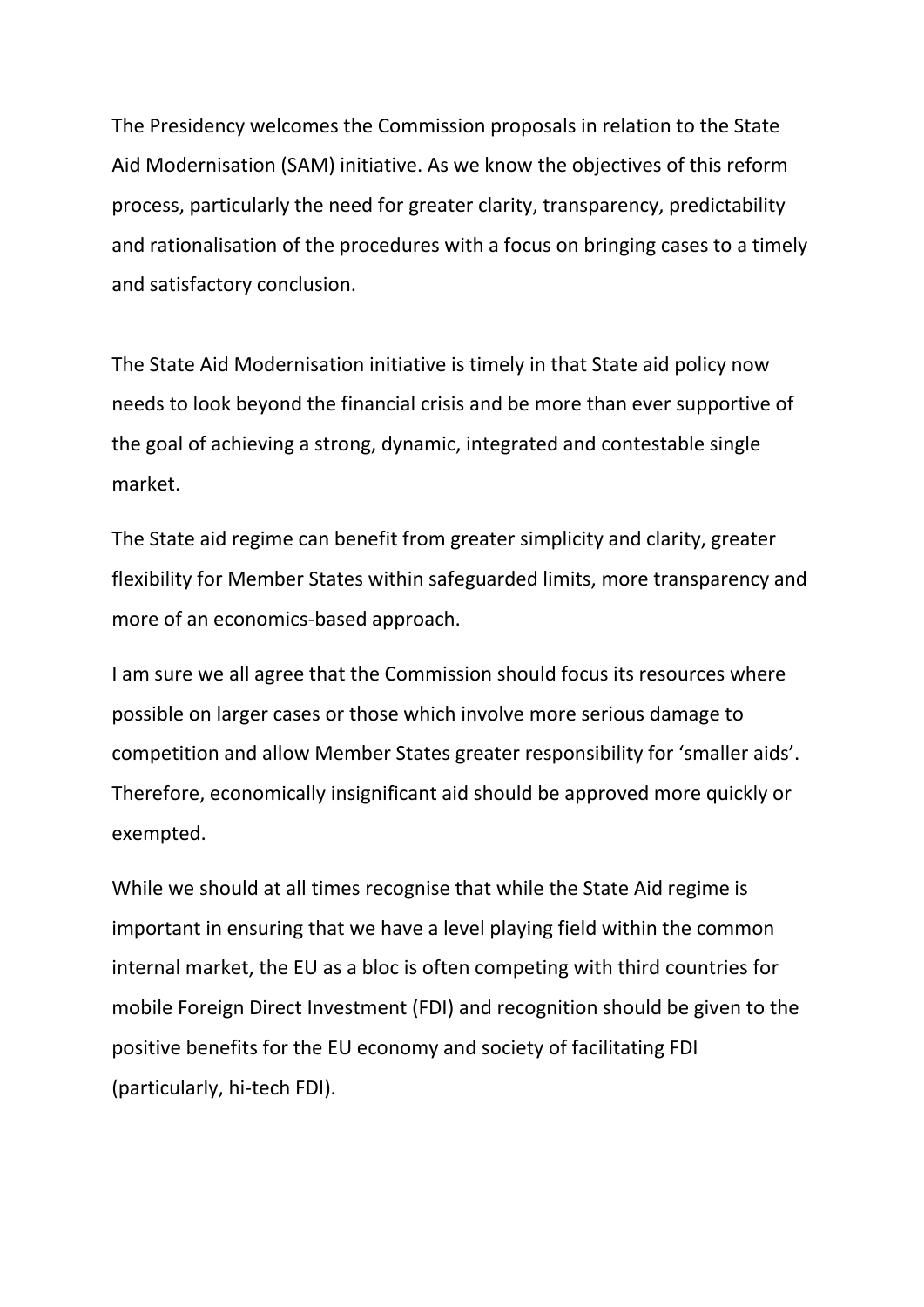The Presidency welcomes the Commission proposals in relation to the State Aid Modernisation (SAM) initiative. As we know the objectives of this reform process, particularly the need for greater clarity, transparency, predictability and rationalisation of the procedures with a focus on bringing cases to a timely and satisfactory conclusion.

The State Aid Modernisation initiative is timely in that State aid policy now needs to look beyond the financial crisis and be more than ever supportive of the goal of achieving a strong, dynamic, integrated and contestable single market.

The State aid regime can benefit from greater simplicity and clarity, greater flexibility for Member States within safeguarded limits, more transparency and more of an economics-based approach.

I am sure we all agree that the Commission should focus its resources where possible on larger cases or those which involve more serious damage to competition and allow Member States greater responsibility for 'smaller aids'. Therefore, economically insignificant aid should be approved more quickly or exempted.

While we should at all times recognise that while the State Aid regime is important in ensuring that we have a level playing field within the common internal market, the EU as a bloc is often competing with third countries for mobile Foreign Direct Investment (FDI) and recognition should be given to the positive benefits for the EU economy and society of facilitating FDI (particularly, hi-tech FDI).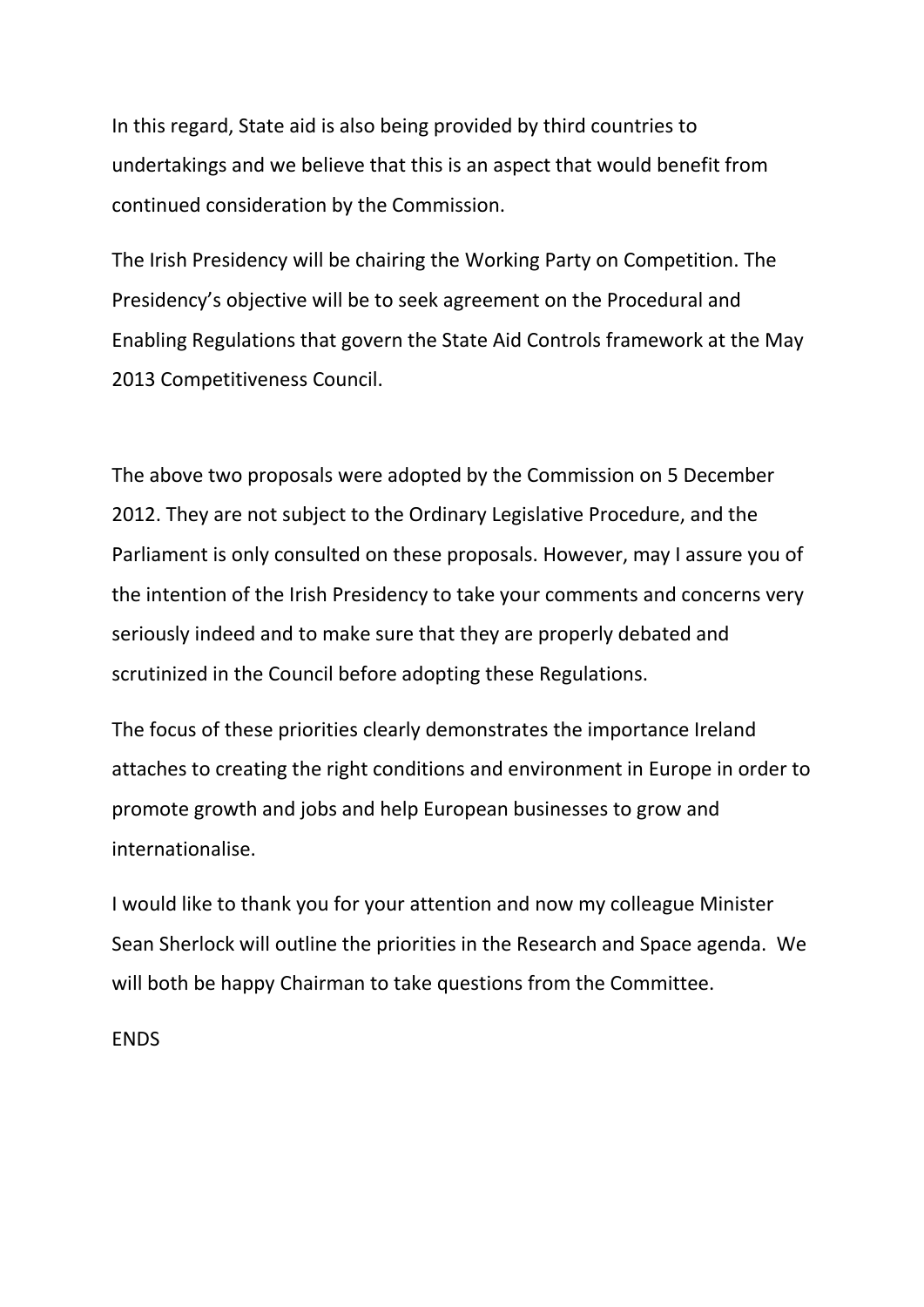In this regard, State aid is also being provided by third countries to undertakings and we believe that this is an aspect that would benefit from continued consideration by the Commission.

The Irish Presidency will be chairing the Working Party on Competition. The Presidency's objective will be to seek agreement on the Procedural and Enabling Regulations that govern the State Aid Controls framework at the May 2013 Competitiveness Council.

The above two proposals were adopted by the Commission on 5 December 2012. They are not subject to the Ordinary Legislative Procedure, and the Parliament is only consulted on these proposals. However, may I assure you of the intention of the Irish Presidency to take your comments and concerns very seriously indeed and to make sure that they are properly debated and scrutinized in the Council before adopting these Regulations.

The focus of these priorities clearly demonstrates the importance Ireland attaches to creating the right conditions and environment in Europe in order to promote growth and jobs and help European businesses to grow and internationalise.

I would like to thank you for your attention and now my colleague Minister Sean Sherlock will outline the priorities in the Research and Space agenda. We will both be happy Chairman to take questions from the Committee.

ENDS